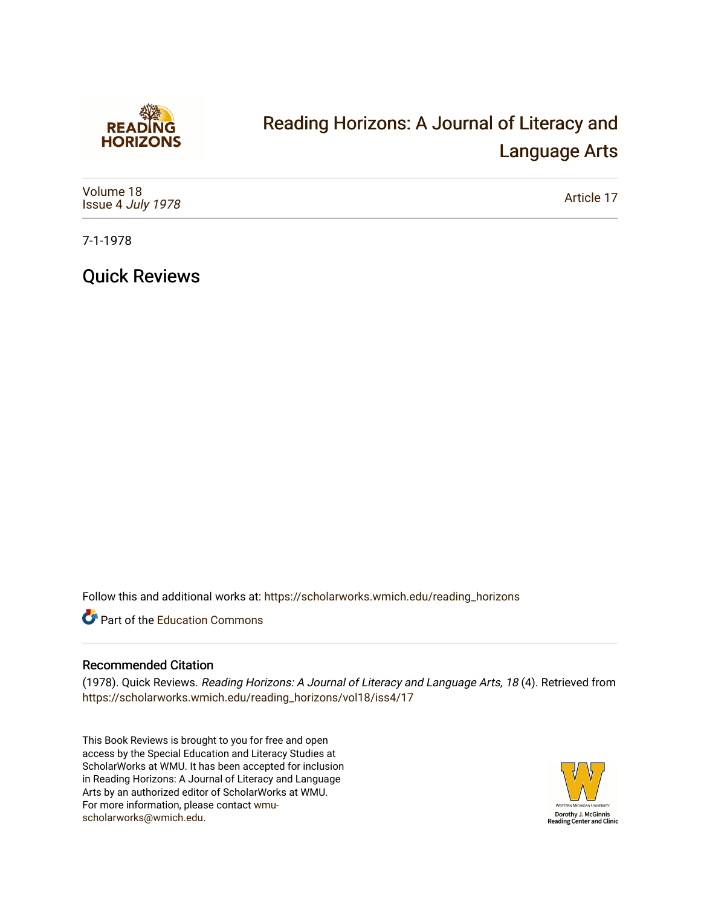# Reading Horizons: A Journal of Literacy and Language Arts

Volume 18
Issue 4 *July 1978*

Article 17

7-1-1978

## Quick Reviews

Follow this and additional works at: https://scholarworks.wmich.edu/reading_horizons

Part of the Education Commons

### Recommended Citation

(1978). Quick Reviews. *Reading Horizons: A Journal of Literacy and Language Arts, 18* (4). Retrieved from https://scholarworks.wmich.edu/reading_horizons/vol18/iss4/17

This Book Reviews is brought to you for free and open access by the Special Education and Literacy Studies at ScholarWorks at WMU. It has been accepted for inclusion in Reading Horizons: A Journal of Literacy and Language Arts by an authorized editor of ScholarWorks at WMU. For more information, please contact wmu-scholarworks@wmich.edu.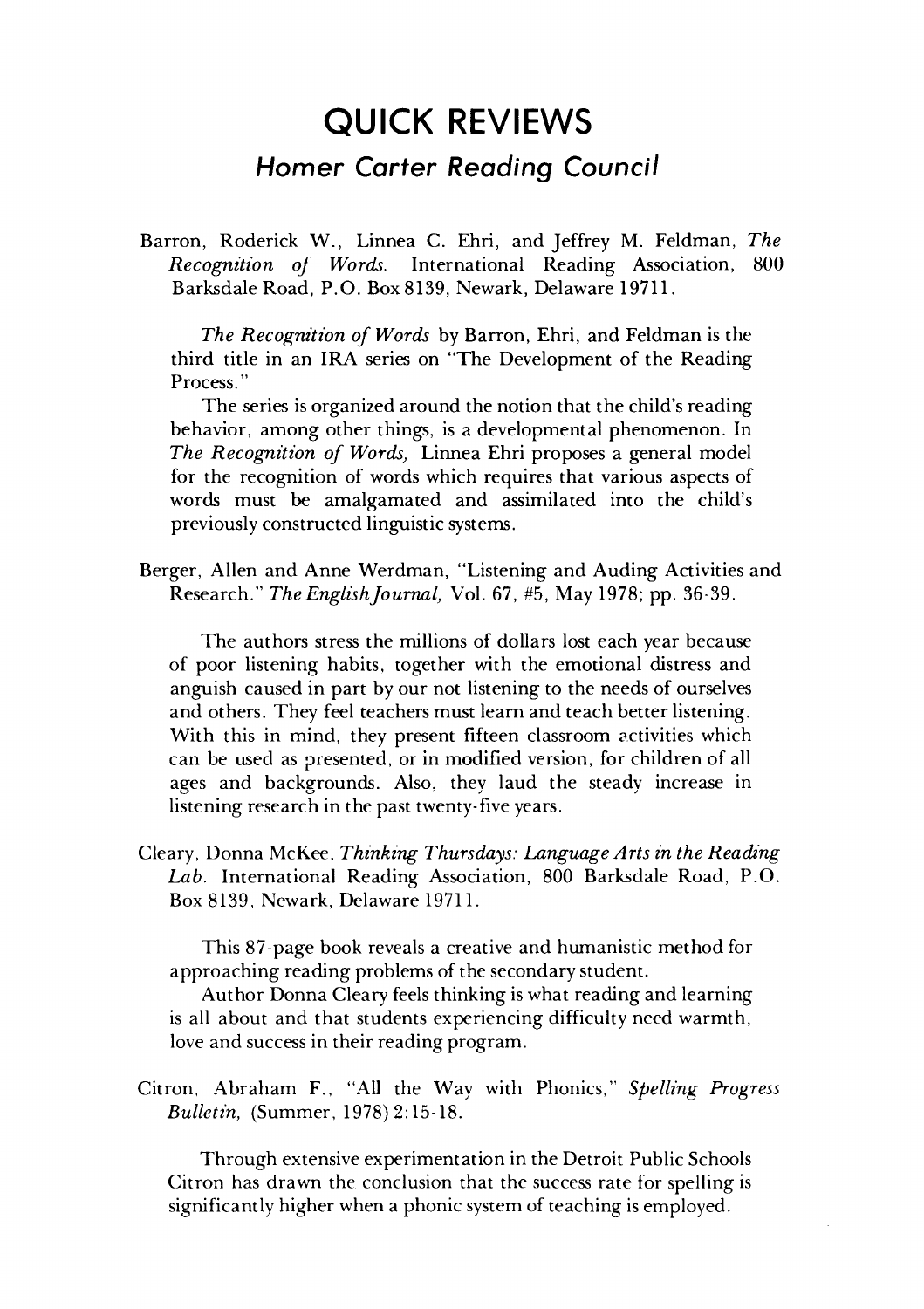# QUICK REVIEWS

## *Homer Carter Reading Council*

Barron, Roderick W., Linnea C. Ehri, and Jeffrey M. Feldman, *The Recognition of Words.* International Reading Association, 800 Barksdale Road, P.O. Box 8139, Newark, Delaware 19711.

*The Recognition of Words* by Barron, Ehri, and Feldman is the third title in an IRA series on "The Development of the Reading Process."

The series is organized around the notion that the child's reading behavior, among other things, is a developmental phenomenon. In *The Recognition of Words,* Linnea Ehri proposes a general model for the recognition of words which requires that various aspects of words must be amalgamated and assimilated into the child's previously constructed linguistic systems.

Berger, Allen and Anne Werdman, "Listening and Auding Activities and Research." *The English Journal,* Vol. 67, #5, May 1978; pp. 36-39.

The authors stress the millions of dollars lost each year because of poor listening habits, together with the emotional distress and anguish caused in part by our not listening to the needs of ourselves and others. They feel teachers must learn and teach better listening. With this in mind, they present fifteen classroom activities which can be used as presented, or in modified version, for children of all ages and backgrounds. Also, they laud the steady increase in listening research in the past twenty-five years.

Cleary, Donna McKee, *Thinking Thursdays: Language Arts in the Reading Lab.* International Reading Association, 800 Barksdale Road, P.O. Box 8139, Newark, Delaware 19711.

This 87-page book reveals a creative and humanistic method for approaching reading problems of the secondary student.

Author Donna Cleary feels thinking is what reading and learning is all about and that students experiencing difficulty need warmth, love and success in their reading program.

Citron, Abraham F., "All the Way with Phonics," *Spelling Progress Bulletin,* (Summer, 1978) 2:15-18.

Through extensive experimentation in the Detroit Public Schools Citron has drawn the conclusion that the success rate for spelling is significantly higher when a phonic system of teaching is employed.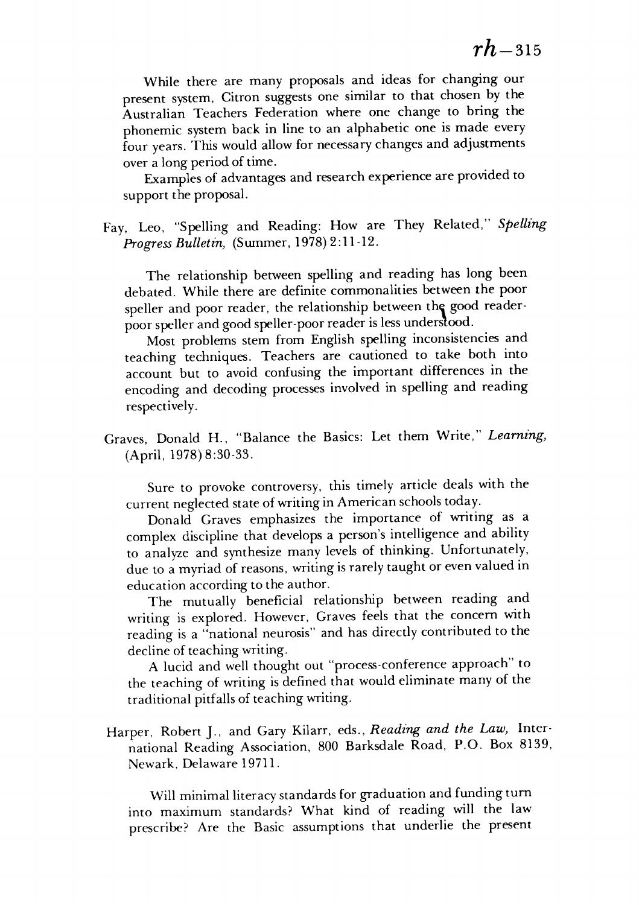While there are many proposals and ideas for changing our present system, Citron suggests one similar to that chosen by the Australian Teachers Federation where one change to bring the phonemic system back in line to an alphabetic one is made every four years. This would allow for necessary changes and adjustments over a long period of time.

Examples of advantages and research experience are provided to support the proposal.

Fay, Leo, "Spelling and Reading: How are They Related," *Spelling Progress Bulletin,* (Summer, 1978) 2:11-12.

The relationship between spelling and reading has long been debated. While there are definite commonalities between the poor speller and poor reader, the relationship between the good reader-poor speller and good speller-poor reader is less understood.

Most problems stem from English spelling inconsistencies and teaching techniques. Teachers are cautioned to take both into account but to avoid confusing the important differences in the encoding and decoding processes involved in spelling and reading respectively.

Graves, Donald H., "Balance the Basics: Let them Write," *Learning,* (April, 1978) 8:30-33.

Sure to provoke controversy, this timely article deals with the current neglected state of writing in American schools today.

Donald Graves emphasizes the importance of writing as a complex discipline that develops a person's intelligence and ability to analyze and synthesize many levels of thinking. Unfortunately, due to a myriad of reasons, writing is rarely taught or even valued in education according to the author.

The mutually beneficial relationship between reading and writing is explored. However, Graves feels that the concern with reading is a "national neurosis" and has directly contributed to the decline of teaching writing.

A lucid and well thought out "process-conference approach" to the teaching of writing is defined that would eliminate many of the traditional pitfalls of teaching writing.

Harper, Robert J., and Gary Kilarr, eds., *Reading and the Law,* International Reading Association, 800 Barksdale Road, P.O. Box 8139, Newark, Delaware 19711.

Will minimal literacy standards for graduation and funding turn into maximum standards? What kind of reading will the law prescribe? Are the Basic assumptions that underlie the present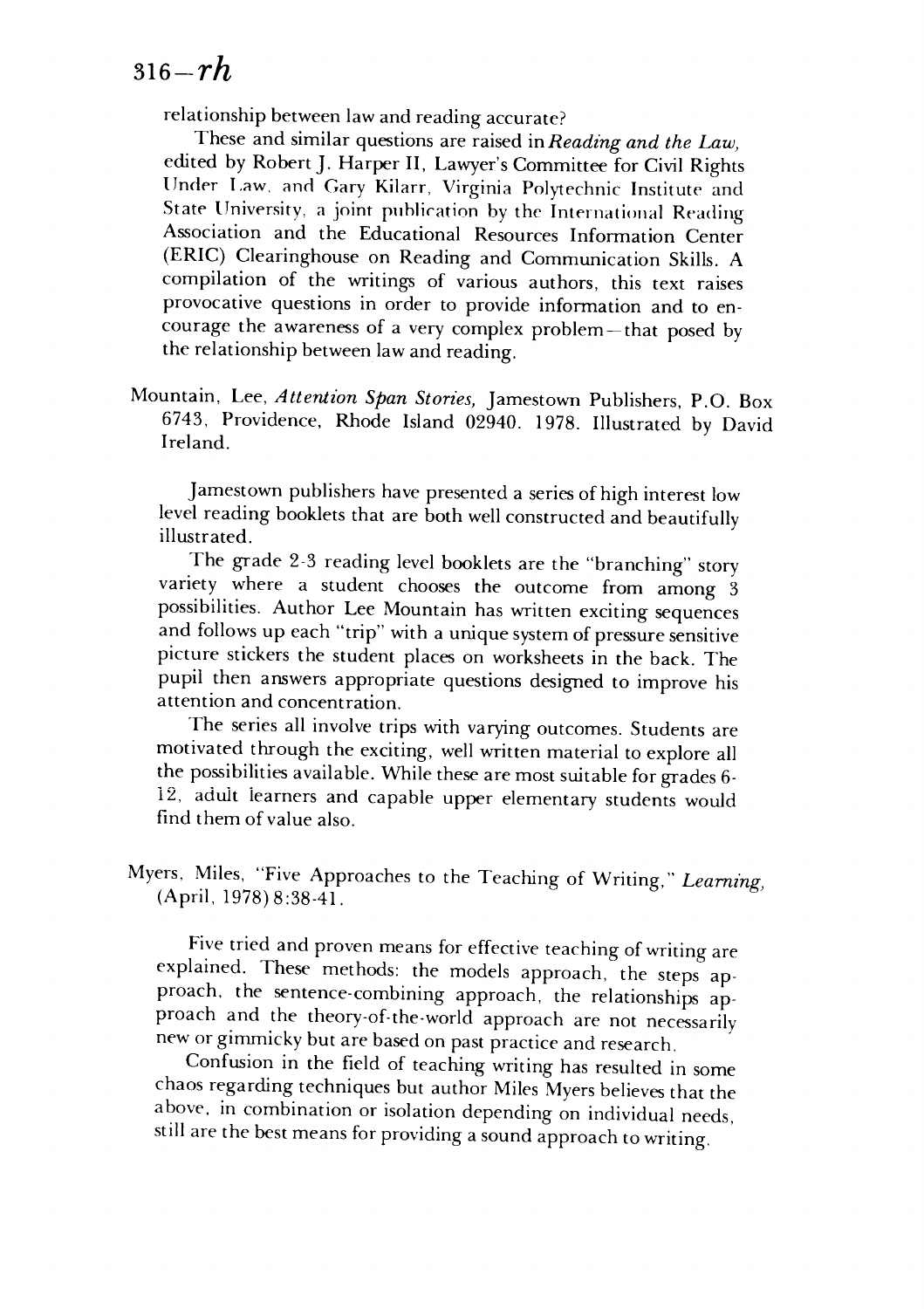relationship between law and reading accurate?

These and similar questions are raised in *Reading and the Law,* edited by Robert J. Harper II, Lawyer's Committee for Civil Rights Under Law, and Gary Kilarr, Virginia Polytechnic Institute and State University, a joint publication by the International Reading Association and the Educational Resources Information Center (ERIC) Clearinghouse on Reading and Communication Skills. A compilation of the writings of various authors, this text raises provocative questions in order to provide information and to encourage the awareness of a very complex problem—that posed by the relationship between law and reading.

Mountain, Lee, *Attention Span Stories,* Jamestown Publishers, P.O. Box 6743, Providence, Rhode Island 02940. 1978. Illustrated by David Ireland.

Jamestown publishers have presented a series of high interest low level reading booklets that are both well constructed and beautifully illustrated.

The grade 2-3 reading level booklets are the "branching" story variety where a student chooses the outcome from among 3 possibilities. Author Lee Mountain has written exciting sequences and follows up each "trip" with a unique system of pressure sensitive picture stickers the student places on worksheets in the back. The pupil then answers appropriate questions designed to improve his attention and concentration.

The series all involve trips with varying outcomes. Students are motivated through the exciting, well written material to explore all the possibilities available. While these are most suitable for grades 6-12, adult learners and capable upper elementary students would find them of value also.

Myers, Miles, "Five Approaches to the Teaching of Writing," *Learning,* (April, 1978) 8:38-41.

Five tried and proven means for effective teaching of writing are explained. These methods: the models approach, the steps approach, the sentence-combining approach, the relationships approach and the theory-of-the-world approach are not necessarily new or gimmicky but are based on past practice and research.

Confusion in the field of teaching writing has resulted in some chaos regarding techniques but author Miles Myers believes that the above, in combination or isolation depending on individual needs, still are the best means for providing a sound approach to writing.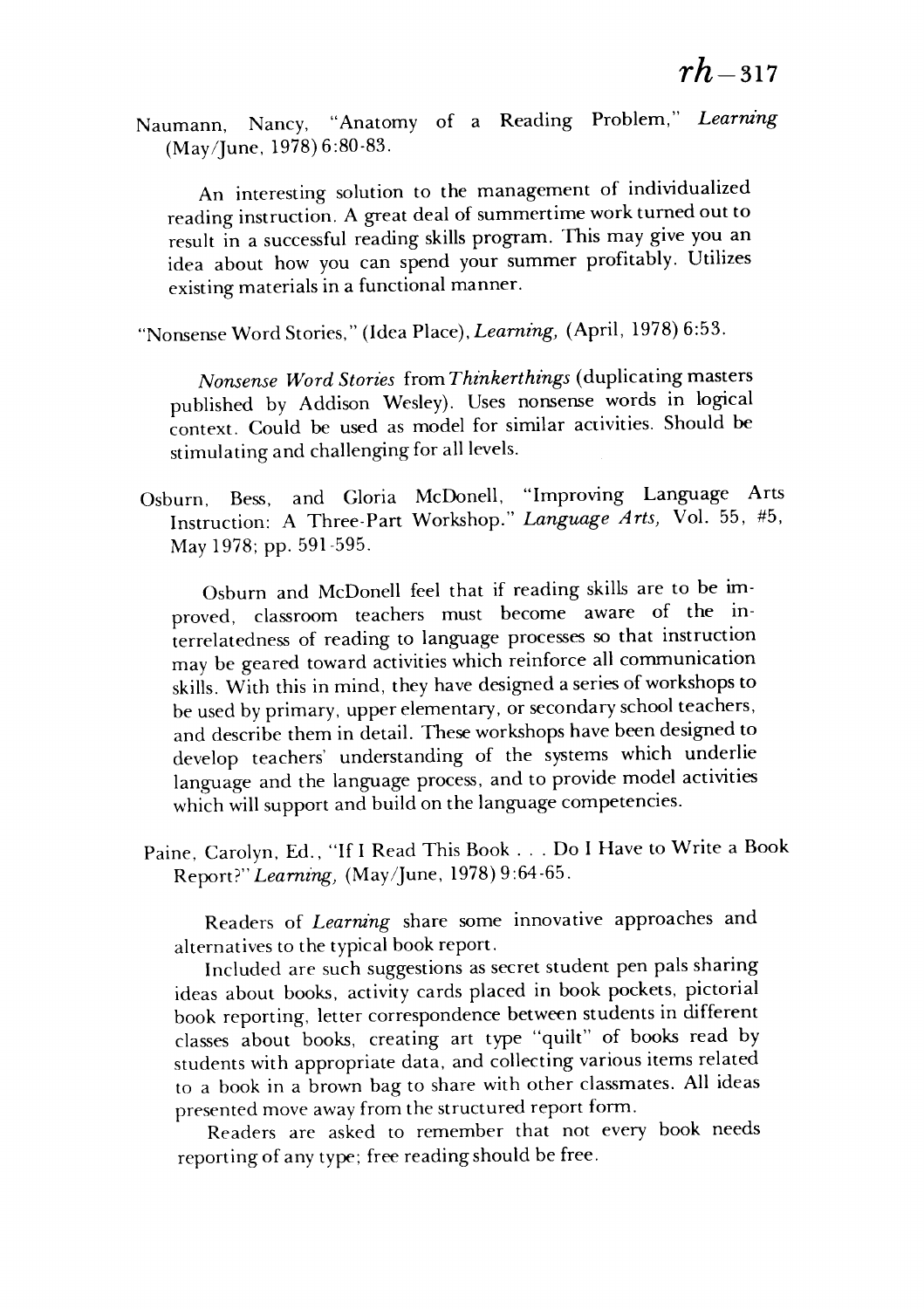Naumann, Nancy, "Anatomy of a Reading Problem," *Learning* (May/June, 1978) 6:80-83.

An interesting solution to the management of individualized reading instruction. A great deal of summertime work turned out to result in a successful reading skills program. This may give you an idea about how you can spend your summer profitably. Utilizes existing materials in a functional manner.

"Nonsense Word Stories," (Idea Place), *Learning,* (April, 1978) 6:53.

*Nonsense Word Stories* from *Thinkerthings* (duplicating masters published by Addison Wesley). Uses nonsense words in logical context. Could be used as model for similar activities. Should be stimulating and challenging for all levels.

Osburn, Bess, and Gloria McDonell, "Improving Language Arts Instruction: A Three-Part Workshop." *Language Arts,* Vol. 55, #5, May 1978; pp. 591-595.

Osburn and McDonell feel that if reading skills are to be improved, classroom teachers must become aware of the interrelatedness of reading to language processes so that instruction may be geared toward activities which reinforce all communication skills. With this in mind, they have designed a series of workshops to be used by primary, upper elementary, or secondary school teachers, and describe them in detail. These workshops have been designed to develop teachers' understanding of the systems which underlie language and the language process, and to provide model activities which will support and build on the language competencies.

Paine, Carolyn, Ed., "If I Read This Book . . . Do I Have to Write a Book Report?" *Learning,* (May/June, 1978) 9:64-65.

Readers of *Learning* share some innovative approaches and alternatives to the typical book report.

Included are such suggestions as secret student pen pals sharing ideas about books, activity cards placed in book pockets, pictorial book reporting, letter correspondence between students in different classes about books, creating art type "quilt" of books read by students with appropriate data, and collecting various items related to a book in a brown bag to share with other classmates. All ideas presented move away from the structured report form.

Readers are asked to remember that not every book needs reporting of any type; free reading should be free.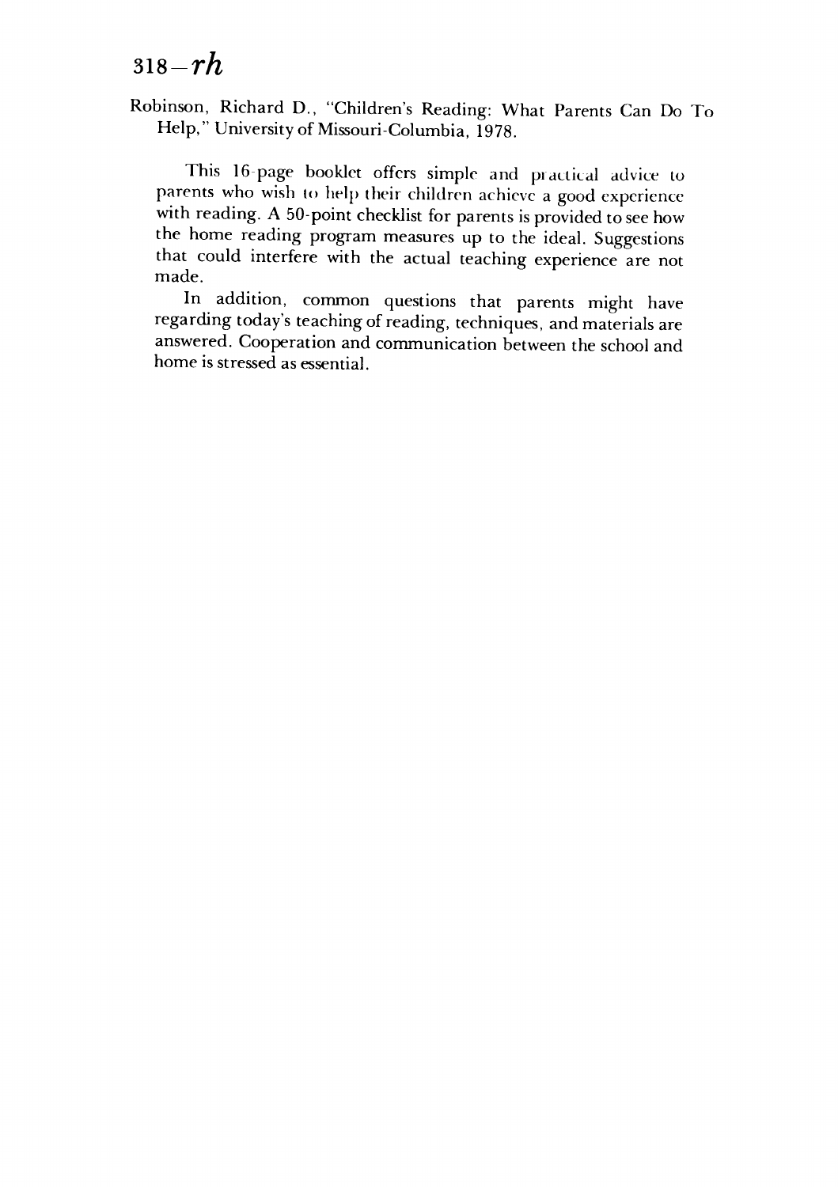Robinson, Richard D., "Children's Reading: What Parents Can Do To Help," University of Missouri-Columbia, 1978.

This 16-page booklet offers simple and practical advice to parents who wish to help their children achieve a good experience with reading. A 50-point checklist for parents is provided to see how the home reading program measures up to the ideal. Suggestions that could interfere with the actual teaching experience are not made.

In addition, common questions that parents might have regarding today's teaching of reading, techniques, and materials are answered. Cooperation and communication between the school and home is stressed as essential.